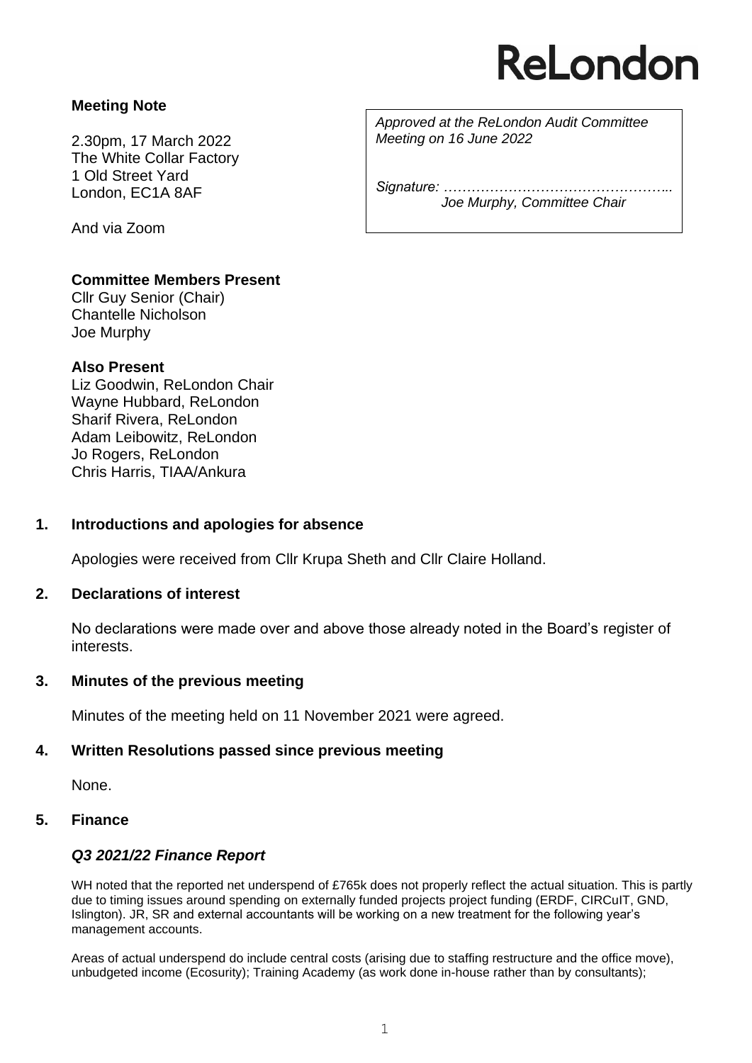# ReLondon

**Meeting Note**

2.30pm, 17 March 2022
The White Collar Factory
1 Old Street Yard
London, EC1A 8AF

And via Zoom

*Approved at the ReLondon Audit Committee Meeting on 16 June 2022*

*Signature: …………………………………………..*
*Joe Murphy, Committee Chair*

**Committee Members Present**
Cllr Guy Senior (Chair)
Chantelle Nicholson
Joe Murphy

**Also Present**
Liz Goodwin, ReLondon Chair
Wayne Hubbard, ReLondon
Sharif Rivera, ReLondon
Adam Leibowitz, ReLondon
Jo Rogers, ReLondon
Chris Harris, TIAA/Ankura

## 1. Introductions and apologies for absence

Apologies were received from Cllr Krupa Sheth and Cllr Claire Holland.

## 2. Declarations of interest

No declarations were made over and above those already noted in the Board's register of interests.

## 3. Minutes of the previous meeting

Minutes of the meeting held on 11 November 2021 were agreed.

## 4. Written Resolutions passed since previous meeting

None.

## 5. Finance

### *Q3 2021/22 Finance Report*

WH noted that the reported net underspend of £765k does not properly reflect the actual situation. This is partly due to timing issues around spending on externally funded projects project funding (ERDF, CIRCuIT, GND, Islington). JR, SR and external accountants will be working on a new treatment for the following year's management accounts.

Areas of actual underspend do include central costs (arising due to staffing restructure and the office move), unbudgeted income (Ecosurity); Training Academy (as work done in-house rather than by consultants);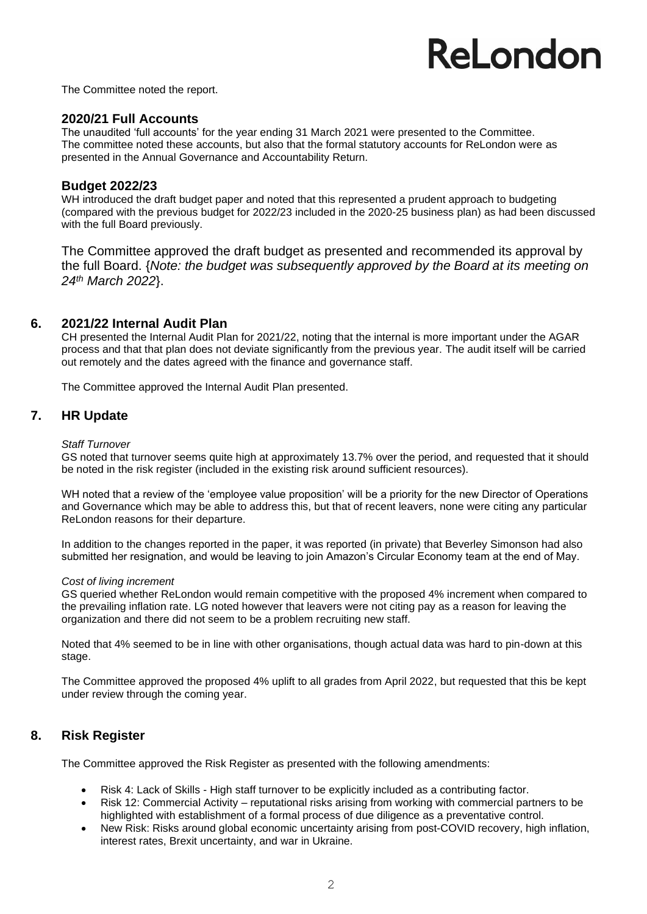The Committee noted the report.

### 2020/21 Full Accounts

The unaudited 'full accounts' for the year ending 31 March 2021 were presented to the Committee. The committee noted these accounts, but also that the formal statutory accounts for ReLondon were as presented in the Annual Governance and Accountability Return.

### Budget 2022/23

WH introduced the draft budget paper and noted that this represented a prudent approach to budgeting (compared with the previous budget for 2022/23 included in the 2020-25 business plan) as had been discussed with the full Board previously.

The Committee approved the draft budget as presented and recommended its approval by the full Board. {*Note: the budget was subsequently approved by the Board at its meeting on 24th March 2022*}.

## 6. 2021/22 Internal Audit Plan

CH presented the Internal Audit Plan for 2021/22, noting that the internal is more important under the AGAR process and that that plan does not deviate significantly from the previous year. The audit itself will be carried out remotely and the dates agreed with the finance and governance staff.

The Committee approved the Internal Audit Plan presented.

## 7. HR Update

*Staff Turnover*

GS noted that turnover seems quite high at approximately 13.7% over the period, and requested that it should be noted in the risk register (included in the existing risk around sufficient resources).

WH noted that a review of the 'employee value proposition' will be a priority for the new Director of Operations and Governance which may be able to address this, but that of recent leavers, none were citing any particular ReLondon reasons for their departure.

In addition to the changes reported in the paper, it was reported (in private) that Beverley Simonson had also submitted her resignation, and would be leaving to join Amazon's Circular Economy team at the end of May.

*Cost of living increment*

GS queried whether ReLondon would remain competitive with the proposed 4% increment when compared to the prevailing inflation rate. LG noted however that leavers were not citing pay as a reason for leaving the organization and there did not seem to be a problem recruiting new staff.

Noted that 4% seemed to be in line with other organisations, though actual data was hard to pin-down at this stage.

The Committee approved the proposed 4% uplift to all grades from April 2022, but requested that this be kept under review through the coming year.

## 8. Risk Register

The Committee approved the Risk Register as presented with the following amendments:

- Risk 4: Lack of Skills - High staff turnover to be explicitly included as a contributing factor.
- Risk 12: Commercial Activity – reputational risks arising from working with commercial partners to be highlighted with establishment of a formal process of due diligence as a preventative control.
- New Risk: Risks around global economic uncertainty arising from post-COVID recovery, high inflation, interest rates, Brexit uncertainty, and war in Ukraine.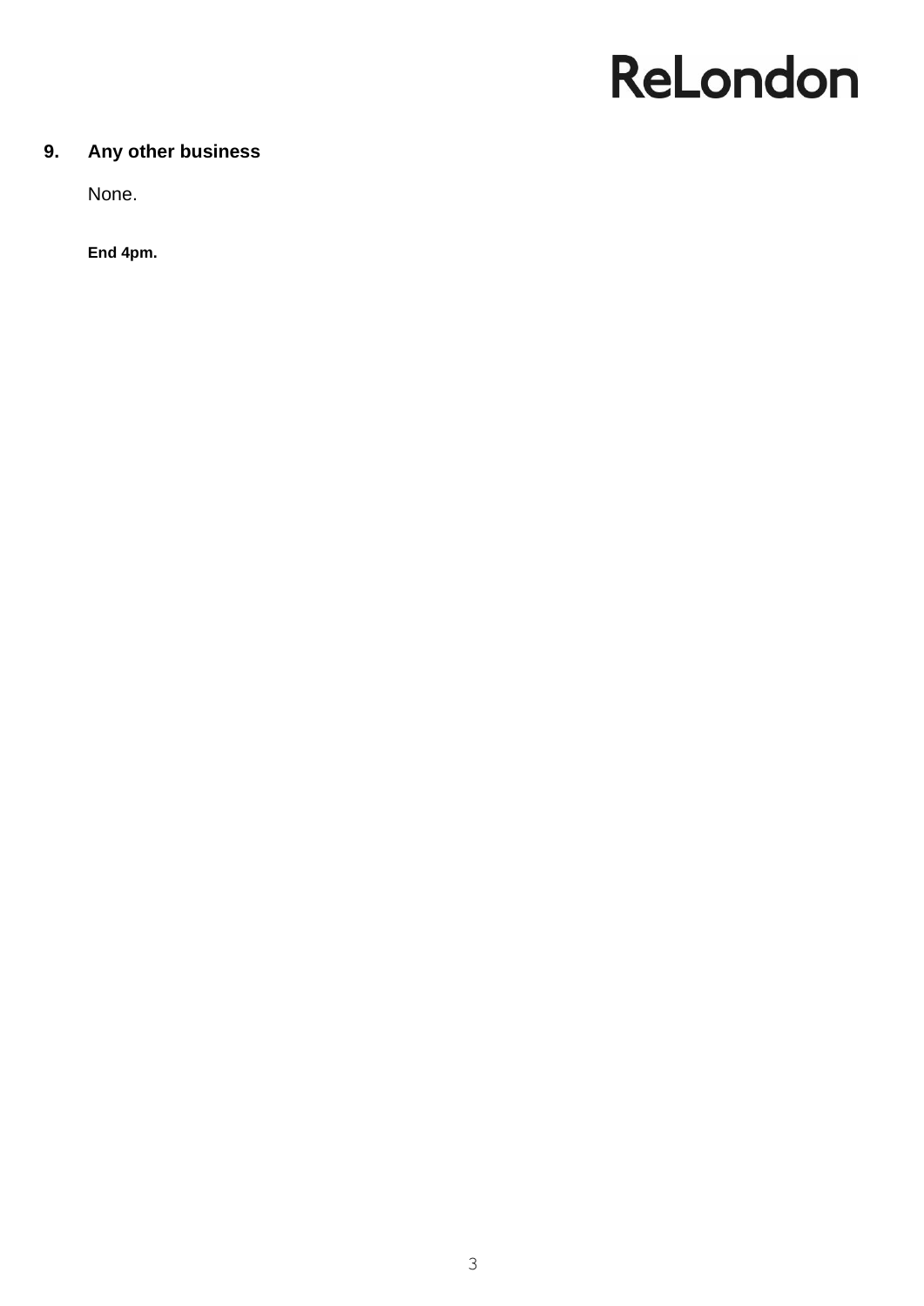## 9. Any other business

None.

**End 4pm.**